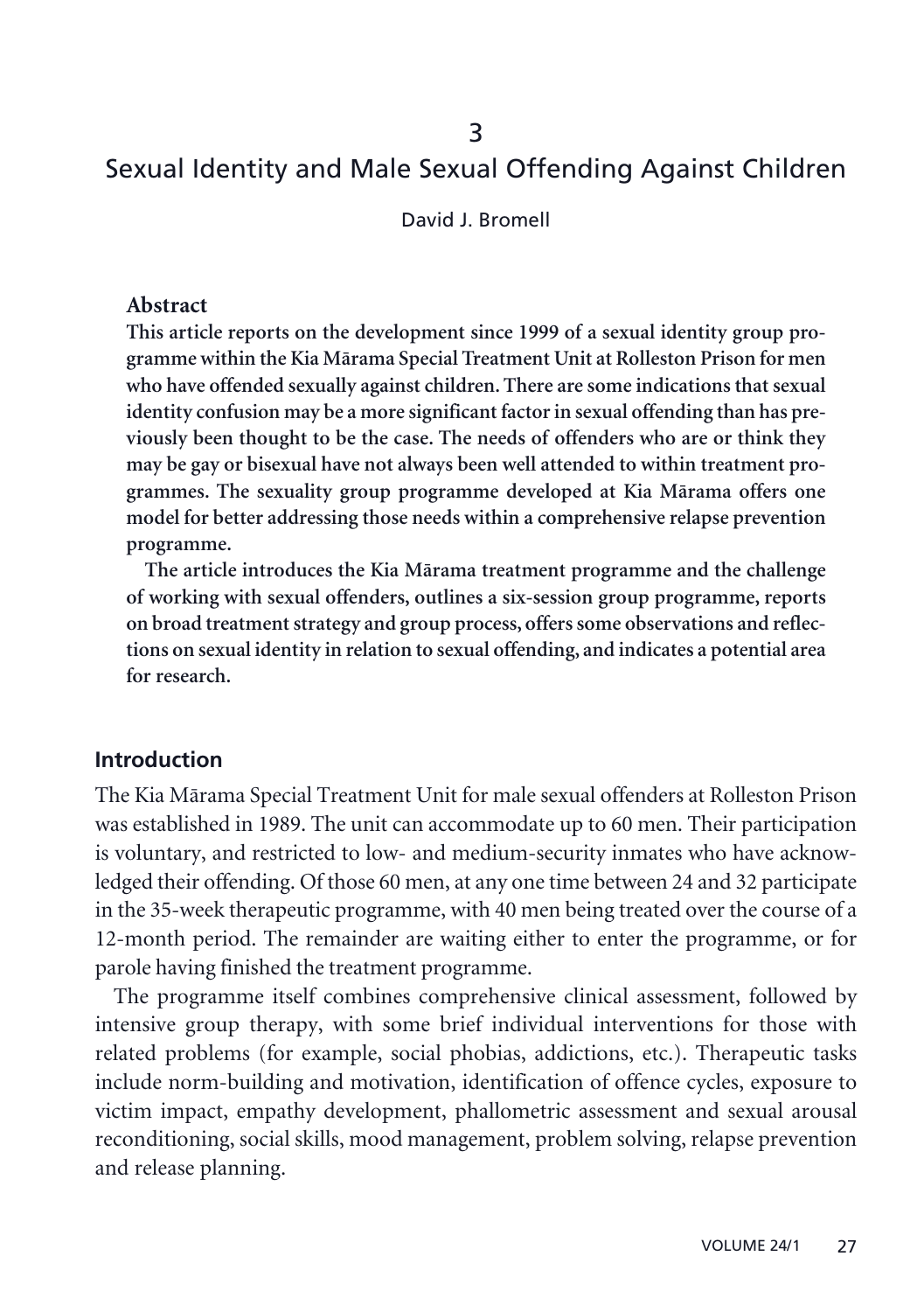3

# Sexual Identity and Male Sexual Offending Against Children

David J. Bromell

## Abstract

**This article reports on the development since 1999 of a sexual identity group programme within the Kia Mārama Special Treatment Unit at Rolleston Prison for men who have offended sexually against children. There are some indications that sexual identity confusion may be a more significant factor in sexual offending than has previously been thought to be the case. The needs of offenders who are or think they may be gay or bisexual have not always been well attended to within treatment programmes. The sexuality group programme developed at Kia Mārama offers one model for better addressing those needs within a comprehensive relapse prevention programme.**

**The article introduces the Kia Mārama treatment programme and the challenge of working with sexual offenders, outlines a six-session group programme, reports on broad treatment strategy and group process, offers some observations and reflections on sexual identity in relation to sexual offending, and indicates a potential area for research.**

## Introduction

The Kia Mārama Special Treatment Unit for male sexual offenders at Rolleston Prison was established in 1989. The unit can accommodate up to 60 men. Their participation is voluntary, and restricted to low- and medium-security inmates who have acknowledged their offending. Of those 60 men, at any one time between 24 and 32 participate in the 35-week therapeutic programme, with 40 men being treated over the course of a 12-month period. The remainder are waiting either to enter the programme, or for parole having finished the treatment programme.

The programme itself combines comprehensive clinical assessment, followed by intensive group therapy, with some brief individual interventions for those with related problems (for example, social phobias, addictions, etc.). Therapeutic tasks include norm-building and motivation, identification of offence cycles, exposure to victim impact, empathy development, phallometric assessment and sexual arousal reconditioning, social skills, mood management, problem solving, relapse prevention and release planning.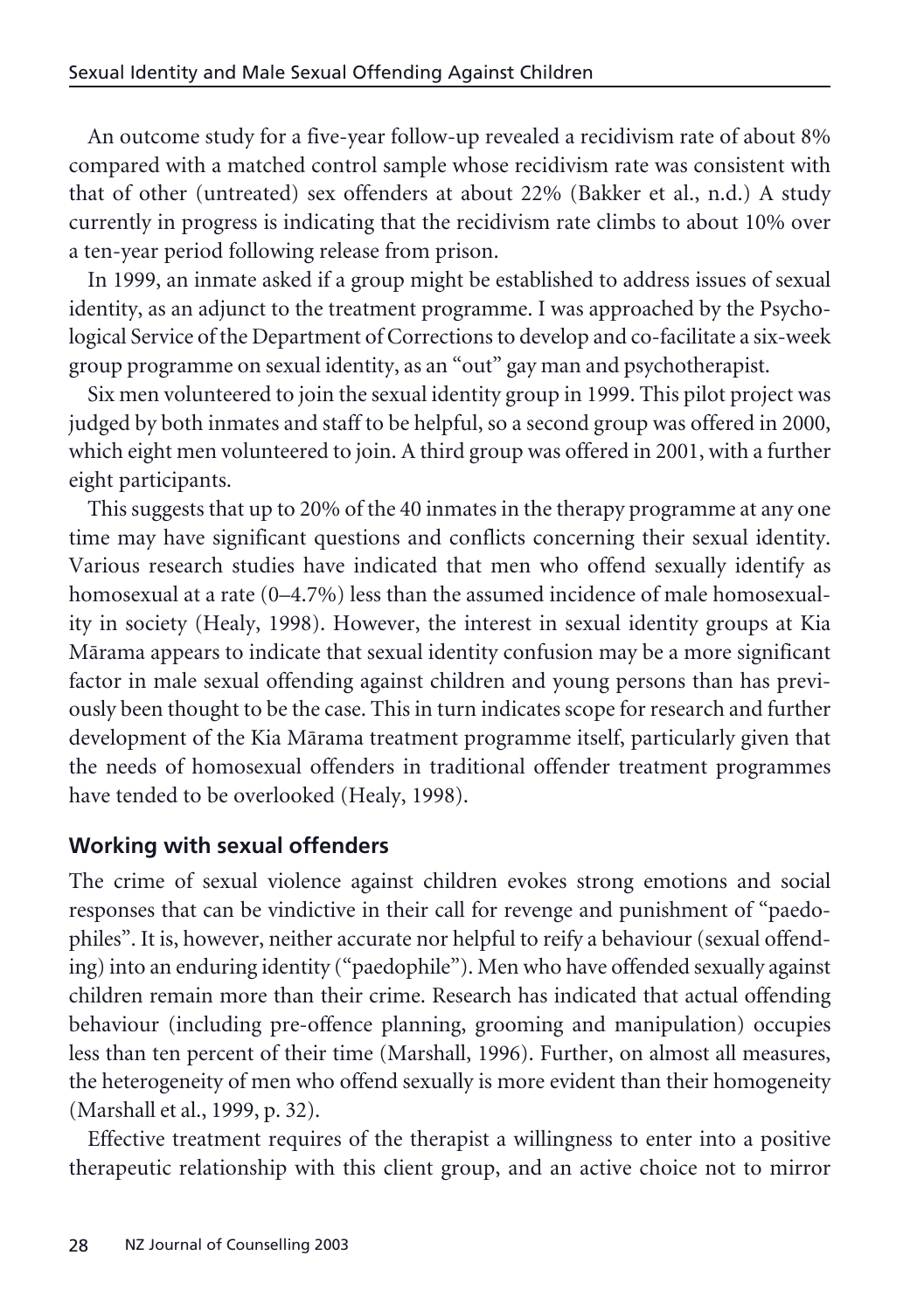An outcome study for a five-year follow-up revealed a recidivism rate of about 8% compared with a matched control sample whose recidivism rate was consistent with that of other (untreated) sex offenders at about 22% (Bakker et al., n.d.) A study currently in progress is indicating that the recidivism rate climbs to about 10% over a ten-year period following release from prison.

In 1999, an inmate asked if a group might be established to address issues of sexual identity, as an adjunct to the treatment programme. I was approached by the Psychological Service of the Department of Corrections to develop and co-facilitate a six-week group programme on sexual identity, as an "out" gay man and psychotherapist.

Six men volunteered to join the sexual identity group in 1999. This pilot project was judged by both inmates and staff to be helpful, so a second group was offered in 2000, which eight men volunteered to join. A third group was offered in 2001, with a further eight participants.

This suggests that up to 20% of the 40 inmates in the therapy programme at any one time may have significant questions and conflicts concerning their sexual identity. Various research studies have indicated that men who offend sexually identify as homosexual at a rate (0–4.7%) less than the assumed incidence of male homosexuality in society (Healy, 1998). However, the interest in sexual identity groups at Kia Mārama appears to indicate that sexual identity confusion may be a more significant factor in male sexual offending against children and young persons than has previously been thought to be the case. This in turn indicates scope for research and further development of the Kia Mārama treatment programme itself, particularly given that the needs of homosexual offenders in traditional offender treatment programmes have tended to be overlooked (Healy, 1998).

## Working with sexual offenders

The crime of sexual violence against children evokes strong emotions and social responses that can be vindictive in their call for revenge and punishment of "paedophiles". It is, however, neither accurate nor helpful to reify a behaviour (sexual offending) into an enduring identity ("paedophile"). Men who have offended sexually against children remain more than their crime. Research has indicated that actual offending behaviour (including pre-offence planning, grooming and manipulation) occupies less than ten percent of their time (Marshall, 1996). Further, on almost all measures, the heterogeneity of men who offend sexually is more evident than their homogeneity (Marshall et al., 1999, p. 32).

Effective treatment requires of the therapist a willingness to enter into a positive therapeutic relationship with this client group, and an active choice not to mirror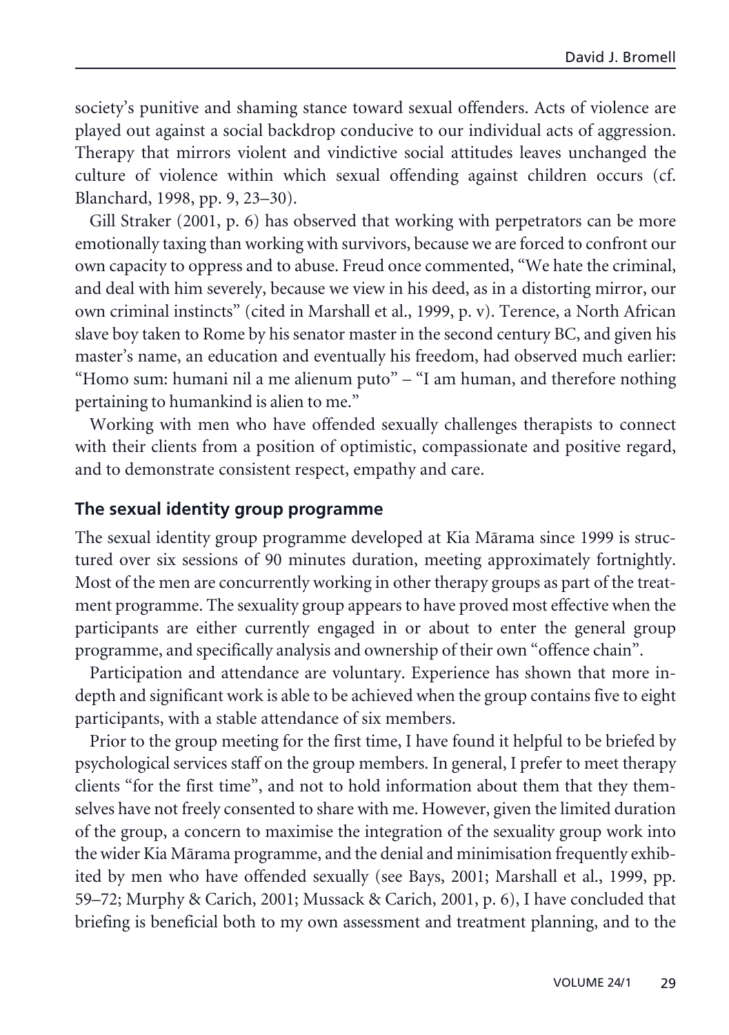society's punitive and shaming stance toward sexual offenders. Acts of violence are played out against a social backdrop conducive to our individual acts of aggression. Therapy that mirrors violent and vindictive social attitudes leaves unchanged the culture of violence within which sexual offending against children occurs (cf. Blanchard, 1998, pp. 9, 23–30).

Gill Straker (2001, p. 6) has observed that working with perpetrators can be more emotionally taxing than working with survivors, because we are forced to confront our own capacity to oppress and to abuse. Freud once commented, "We hate the criminal, and deal with him severely, because we view in his deed, as in a distorting mirror, our own criminal instincts" (cited in Marshall et al., 1999, p. v). Terence, a North African slave boy taken to Rome by his senator master in the second century BC, and given his master's name, an education and eventually his freedom, had observed much earlier: "Homo sum: humani nil a me alienum puto" – "I am human, and therefore nothing pertaining to humankind is alien to me."

Working with men who have offended sexually challenges therapists to connect with their clients from a position of optimistic, compassionate and positive regard, and to demonstrate consistent respect, empathy and care.

## The sexual identity group programme

The sexual identity group programme developed at Kia Mārama since 1999 is structured over six sessions of 90 minutes duration, meeting approximately fortnightly. Most of the men are concurrently working in other therapy groups as part of the treatment programme. The sexuality group appears to have proved most effective when the participants are either currently engaged in or about to enter the general group programme, and specifically analysis and ownership of their own "offence chain".

Participation and attendance are voluntary. Experience has shown that more in-depth and significant work is able to be achieved when the group contains five to eight participants, with a stable attendance of six members.

Prior to the group meeting for the first time, I have found it helpful to be briefed by psychological services staff on the group members. In general, I prefer to meet therapy clients "for the first time", and not to hold information about them that they themselves have not freely consented to share with me. However, given the limited duration of the group, a concern to maximise the integration of the sexuality group work into the wider Kia Mārama programme, and the denial and minimisation frequently exhibited by men who have offended sexually (see Bays, 2001; Marshall et al., 1999, pp. 59–72; Murphy & Carich, 2001; Mussack & Carich, 2001, p. 6), I have concluded that briefing is beneficial both to my own assessment and treatment planning, and to the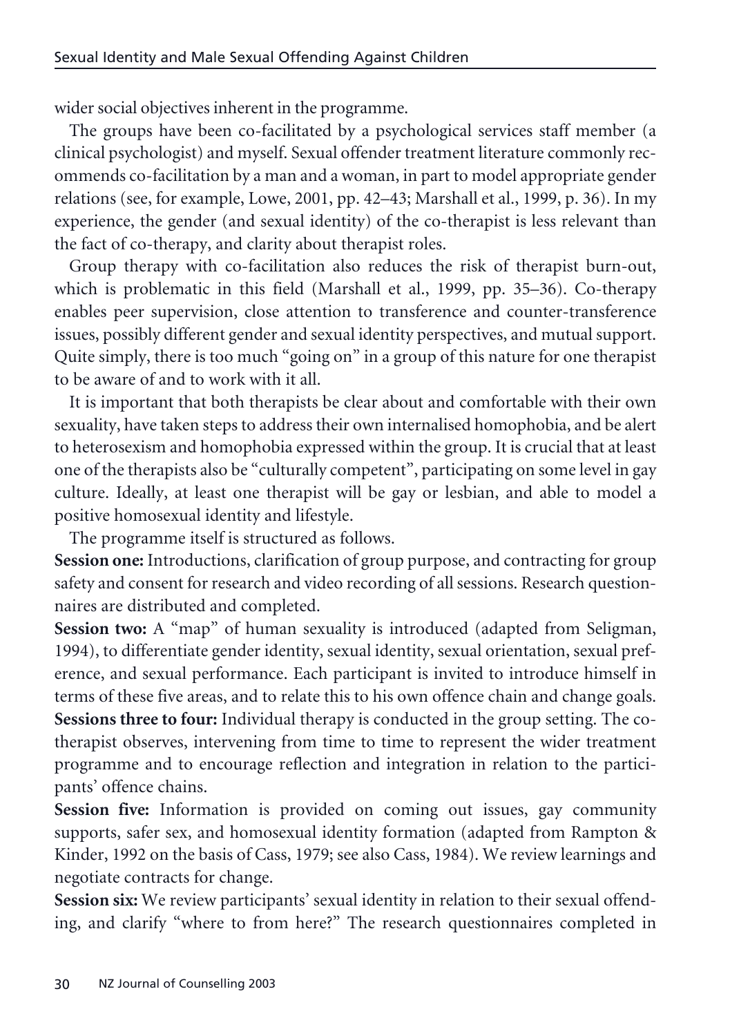wider social objectives inherent in the programme.

The groups have been co-facilitated by a psychological services staff member (a clinical psychologist) and myself. Sexual offender treatment literature commonly recommends co-facilitation by a man and a woman, in part to model appropriate gender relations (see, for example, Lowe, 2001, pp. 42–43; Marshall et al., 1999, p. 36). In my experience, the gender (and sexual identity) of the co-therapist is less relevant than the fact of co-therapy, and clarity about therapist roles.

Group therapy with co-facilitation also reduces the risk of therapist burn-out, which is problematic in this field (Marshall et al., 1999, pp. 35–36). Co-therapy enables peer supervision, close attention to transference and counter-transference issues, possibly different gender and sexual identity perspectives, and mutual support. Quite simply, there is too much "going on" in a group of this nature for one therapist to be aware of and to work with it all.

It is important that both therapists be clear about and comfortable with their own sexuality, have taken steps to address their own internalised homophobia, and be alert to heterosexism and homophobia expressed within the group. It is crucial that at least one of the therapists also be "culturally competent", participating on some level in gay culture. Ideally, at least one therapist will be gay or lesbian, and able to model a positive homosexual identity and lifestyle.

The programme itself is structured as follows.

**Session one:** Introductions, clarification of group purpose, and contracting for group safety and consent for research and video recording of all sessions. Research questionnaires are distributed and completed.

**Session two:** A "map" of human sexuality is introduced (adapted from Seligman, 1994), to differentiate gender identity, sexual identity, sexual orientation, sexual preference, and sexual performance. Each participant is invited to introduce himself in terms of these five areas, and to relate this to his own offence chain and change goals.

**Sessions three to four:** Individual therapy is conducted in the group setting. The co-therapist observes, intervening from time to time to represent the wider treatment programme and to encourage reflection and integration in relation to the participants' offence chains.

**Session five:** Information is provided on coming out issues, gay community supports, safer sex, and homosexual identity formation (adapted from Rampton & Kinder, 1992 on the basis of Cass, 1979; see also Cass, 1984). We review learnings and negotiate contracts for change.

**Session six:** We review participants' sexual identity in relation to their sexual offending, and clarify "where to from here?" The research questionnaires completed in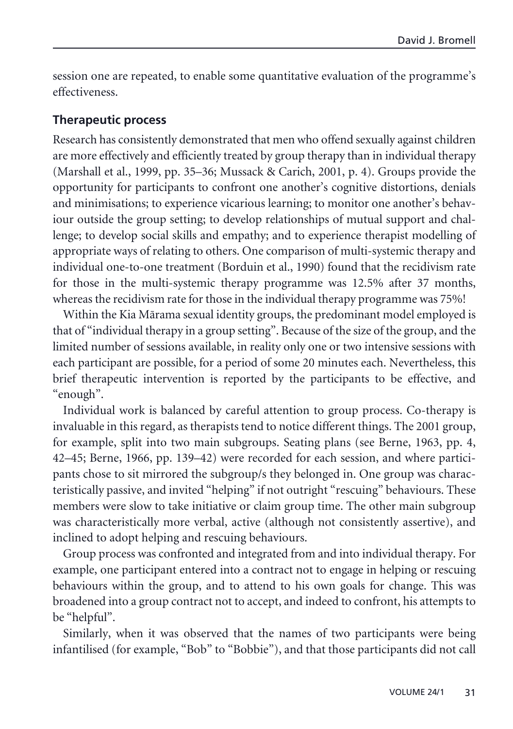session one are repeated, to enable some quantitative evaluation of the programme's effectiveness.

## Therapeutic process

Research has consistently demonstrated that men who offend sexually against children are more effectively and efficiently treated by group therapy than in individual therapy (Marshall et al., 1999, pp. 35–36; Mussack & Carich, 2001, p. 4). Groups provide the opportunity for participants to confront one another's cognitive distortions, denials and minimisations; to experience vicarious learning; to monitor one another's behaviour outside the group setting; to develop relationships of mutual support and challenge; to develop social skills and empathy; and to experience therapist modelling of appropriate ways of relating to others. One comparison of multi-systemic therapy and individual one-to-one treatment (Borduin et al., 1990) found that the recidivism rate for those in the multi-systemic therapy programme was 12.5% after 37 months, whereas the recidivism rate for those in the individual therapy programme was 75%!

Within the Kia Mārama sexual identity groups, the predominant model employed is that of "individual therapy in a group setting". Because of the size of the group, and the limited number of sessions available, in reality only one or two intensive sessions with each participant are possible, for a period of some 20 minutes each. Nevertheless, this brief therapeutic intervention is reported by the participants to be effective, and "enough".

Individual work is balanced by careful attention to group process. Co-therapy is invaluable in this regard, as therapists tend to notice different things. The 2001 group, for example, split into two main subgroups. Seating plans (see Berne, 1963, pp. 4, 42–45; Berne, 1966, pp. 139–42) were recorded for each session, and where participants chose to sit mirrored the subgroup/s they belonged in. One group was characteristically passive, and invited "helping" if not outright "rescuing" behaviours. These members were slow to take initiative or claim group time. The other main subgroup was characteristically more verbal, active (although not consistently assertive), and inclined to adopt helping and rescuing behaviours.

Group process was confronted and integrated from and into individual therapy. For example, one participant entered into a contract not to engage in helping or rescuing behaviours within the group, and to attend to his own goals for change. This was broadened into a group contract not to accept, and indeed to confront, his attempts to be "helpful".

Similarly, when it was observed that the names of two participants were being infantilised (for example, "Bob" to "Bobbie"), and that those participants did not call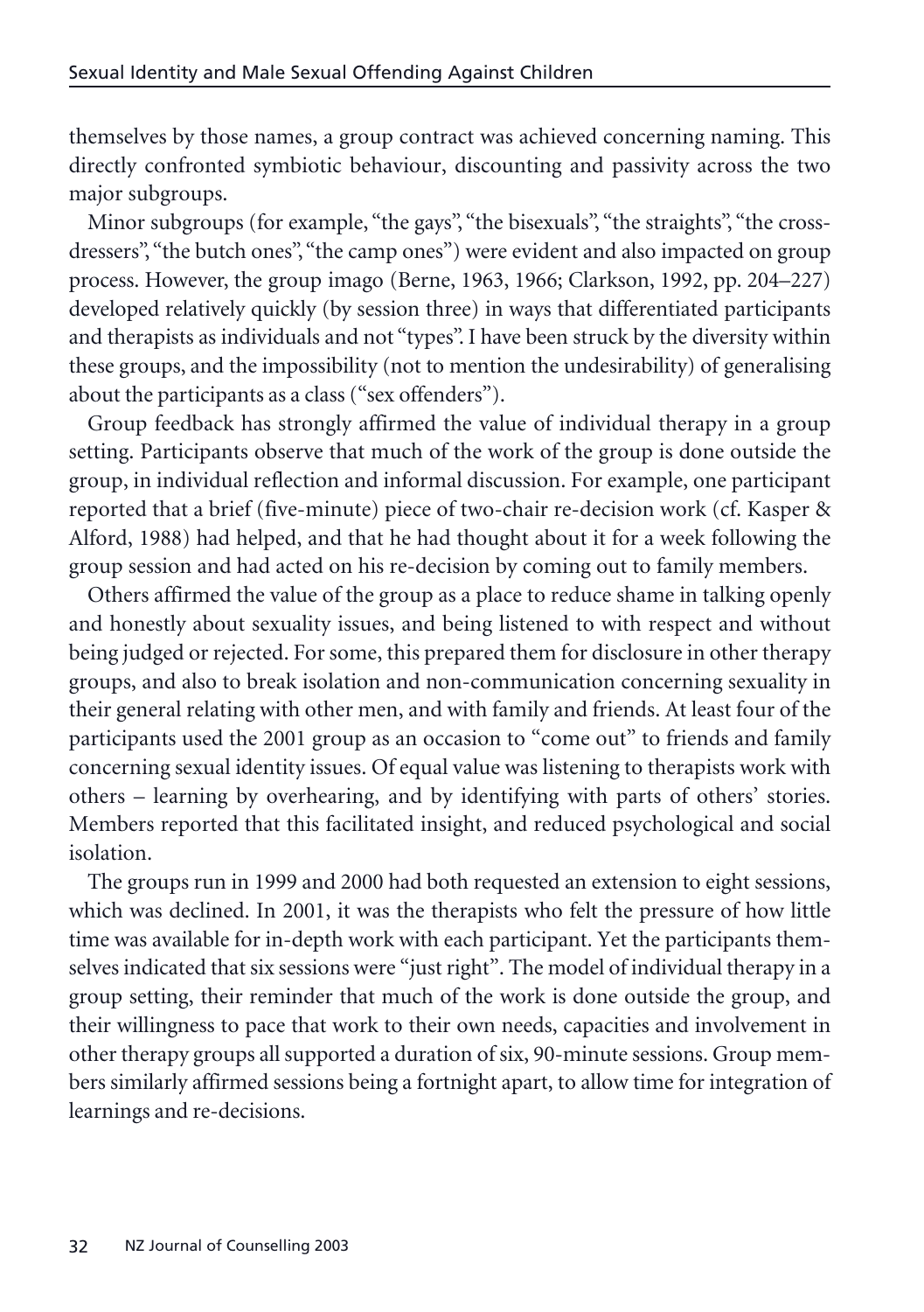themselves by those names, a group contract was achieved concerning naming. This directly confronted symbiotic behaviour, discounting and passivity across the two major subgroups.

Minor subgroups (for example, "the gays", "the bisexuals", "the straights", "the cross-dressers", "the butch ones", "the camp ones") were evident and also impacted on group process. However, the group imago (Berne, 1963, 1966; Clarkson, 1992, pp. 204–227) developed relatively quickly (by session three) in ways that differentiated participants and therapists as individuals and not "types". I have been struck by the diversity within these groups, and the impossibility (not to mention the undesirability) of generalising about the participants as a class ("sex offenders").

Group feedback has strongly affirmed the value of individual therapy in a group setting. Participants observe that much of the work of the group is done outside the group, in individual reflection and informal discussion. For example, one participant reported that a brief (five-minute) piece of two-chair re-decision work (cf. Kasper & Alford, 1988) had helped, and that he had thought about it for a week following the group session and had acted on his re-decision by coming out to family members.

Others affirmed the value of the group as a place to reduce shame in talking openly and honestly about sexuality issues, and being listened to with respect and without being judged or rejected. For some, this prepared them for disclosure in other therapy groups, and also to break isolation and non-communication concerning sexuality in their general relating with other men, and with family and friends. At least four of the participants used the 2001 group as an occasion to "come out" to friends and family concerning sexual identity issues. Of equal value was listening to therapists work with others – learning by overhearing, and by identifying with parts of others' stories. Members reported that this facilitated insight, and reduced psychological and social isolation.

The groups run in 1999 and 2000 had both requested an extension to eight sessions, which was declined. In 2001, it was the therapists who felt the pressure of how little time was available for in-depth work with each participant. Yet the participants themselves indicated that six sessions were "just right". The model of individual therapy in a group setting, their reminder that much of the work is done outside the group, and their willingness to pace that work to their own needs, capacities and involvement in other therapy groups all supported a duration of six, 90-minute sessions. Group members similarly affirmed sessions being a fortnight apart, to allow time for integration of learnings and re-decisions.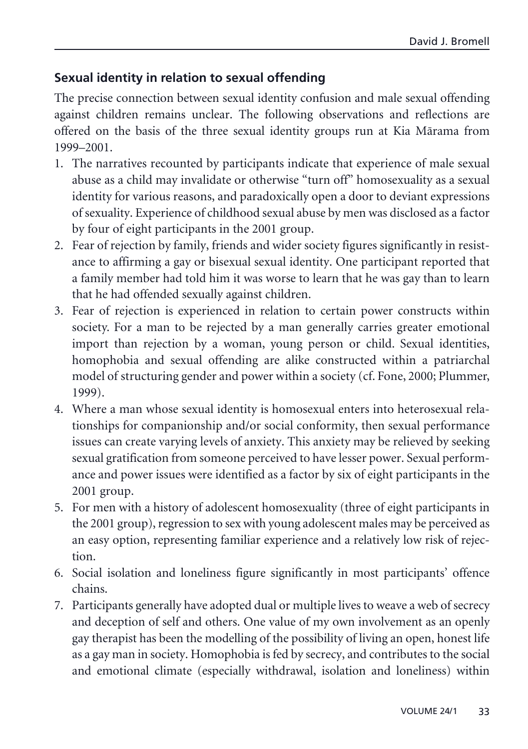## Sexual identity in relation to sexual offending

The precise connection between sexual identity confusion and male sexual offending against children remains unclear. The following observations and reflections are offered on the basis of the three sexual identity groups run at Kia Mārama from 1999–2001.

1. The narratives recounted by participants indicate that experience of male sexual abuse as a child may invalidate or otherwise "turn off" homosexuality as a sexual identity for various reasons, and paradoxically open a door to deviant expressions of sexuality. Experience of childhood sexual abuse by men was disclosed as a factor by four of eight participants in the 2001 group.
2. Fear of rejection by family, friends and wider society figures significantly in resistance to affirming a gay or bisexual sexual identity. One participant reported that a family member had told him it was worse to learn that he was gay than to learn that he had offended sexually against children.
3. Fear of rejection is experienced in relation to certain power constructs within society. For a man to be rejected by a man generally carries greater emotional import than rejection by a woman, young person or child. Sexual identities, homophobia and sexual offending are alike constructed within a patriarchal model of structuring gender and power within a society (cf. Fone, 2000; Plummer, 1999).
4. Where a man whose sexual identity is homosexual enters into heterosexual relationships for companionship and/or social conformity, then sexual performance issues can create varying levels of anxiety. This anxiety may be relieved by seeking sexual gratification from someone perceived to have lesser power. Sexual performance and power issues were identified as a factor by six of eight participants in the 2001 group.
5. For men with a history of adolescent homosexuality (three of eight participants in the 2001 group), regression to sex with young adolescent males may be perceived as an easy option, representing familiar experience and a relatively low risk of rejection.
6. Social isolation and loneliness figure significantly in most participants' offence chains.
7. Participants generally have adopted dual or multiple lives to weave a web of secrecy and deception of self and others. One value of my own involvement as an openly gay therapist has been the modelling of the possibility of living an open, honest life as a gay man in society. Homophobia is fed by secrecy, and contributes to the social and emotional climate (especially withdrawal, isolation and loneliness) within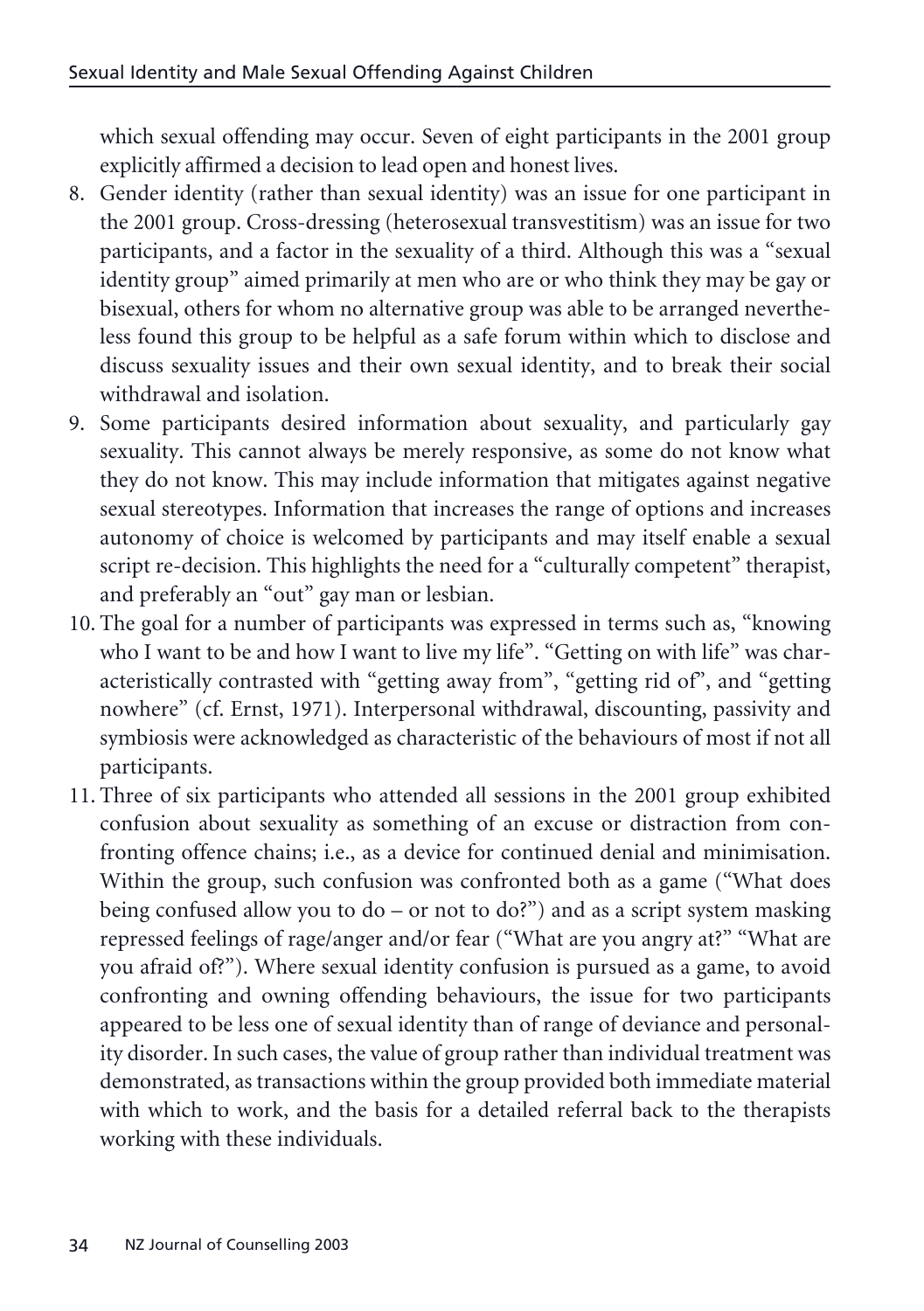which sexual offending may occur. Seven of eight participants in the 2001 group explicitly affirmed a decision to lead open and honest lives.

8. Gender identity (rather than sexual identity) was an issue for one participant in the 2001 group. Cross-dressing (heterosexual transvestitism) was an issue for two participants, and a factor in the sexuality of a third. Although this was a "sexual identity group" aimed primarily at men who are or who think they may be gay or bisexual, others for whom no alternative group was able to be arranged nevertheless found this group to be helpful as a safe forum within which to disclose and discuss sexuality issues and their own sexual identity, and to break their social withdrawal and isolation.
9. Some participants desired information about sexuality, and particularly gay sexuality. This cannot always be merely responsive, as some do not know what they do not know. This may include information that mitigates against negative sexual stereotypes. Information that increases the range of options and increases autonomy of choice is welcomed by participants and may itself enable a sexual script re-decision. This highlights the need for a "culturally competent" therapist, and preferably an "out" gay man or lesbian.
10. The goal for a number of participants was expressed in terms such as, "knowing who I want to be and how I want to live my life". "Getting on with life" was characteristically contrasted with "getting away from", "getting rid of", and "getting nowhere" (cf. Ernst, 1971). Interpersonal withdrawal, discounting, passivity and symbiosis were acknowledged as characteristic of the behaviours of most if not all participants.
11. Three of six participants who attended all sessions in the 2001 group exhibited confusion about sexuality as something of an excuse or distraction from confronting offence chains; i.e., as a device for continued denial and minimisation. Within the group, such confusion was confronted both as a game ("What does being confused allow you to do – or not to do?") and as a script system masking repressed feelings of rage/anger and/or fear ("What are you angry at?" "What are you afraid of?"). Where sexual identity confusion is pursued as a game, to avoid confronting and owning offending behaviours, the issue for two participants appeared to be less one of sexual identity than of range of deviance and personality disorder. In such cases, the value of group rather than individual treatment was demonstrated, as transactions within the group provided both immediate material with which to work, and the basis for a detailed referral back to the therapists working with these individuals.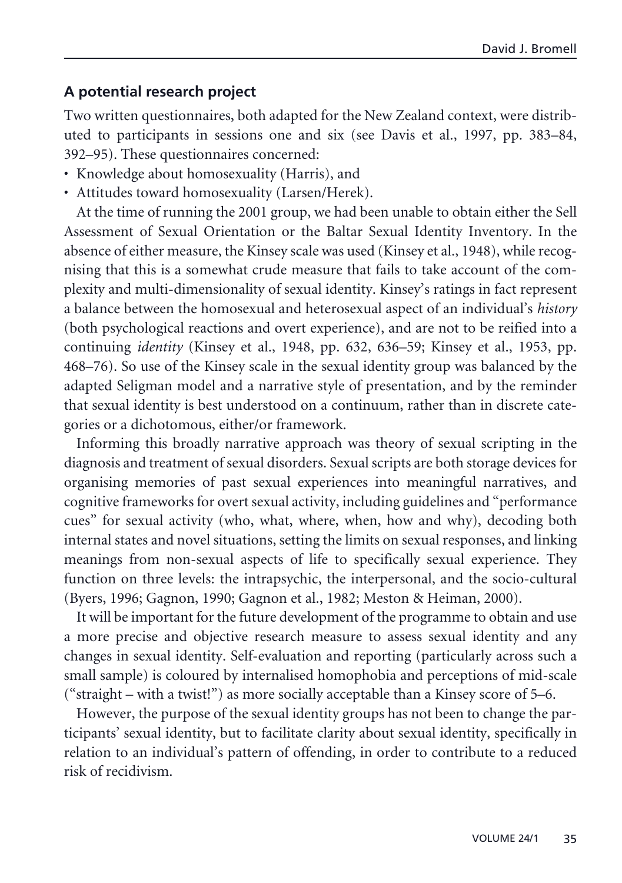## A potential research project

Two written questionnaires, both adapted for the New Zealand context, were distributed to participants in sessions one and six (see Davis et al., 1997, pp. 383–84, 392–95). These questionnaires concerned:

- Knowledge about homosexuality (Harris), and
- Attitudes toward homosexuality (Larsen/Herek).

At the time of running the 2001 group, we had been unable to obtain either the Sell Assessment of Sexual Orientation or the Baltar Sexual Identity Inventory. In the absence of either measure, the Kinsey scale was used (Kinsey et al., 1948), while recognising that this is a somewhat crude measure that fails to take account of the complexity and multi-dimensionality of sexual identity. Kinsey's ratings in fact represent a balance between the homosexual and heterosexual aspect of an individual's *history* (both psychological reactions and overt experience), and are not to be reified into a continuing *identity* (Kinsey et al., 1948, pp. 632, 636–59; Kinsey et al., 1953, pp. 468–76). So use of the Kinsey scale in the sexual identity group was balanced by the adapted Seligman model and a narrative style of presentation, and by the reminder that sexual identity is best understood on a continuum, rather than in discrete categories or a dichotomous, either/or framework.

Informing this broadly narrative approach was theory of sexual scripting in the diagnosis and treatment of sexual disorders. Sexual scripts are both storage devices for organising memories of past sexual experiences into meaningful narratives, and cognitive frameworks for overt sexual activity, including guidelines and "performance cues" for sexual activity (who, what, where, when, how and why), decoding both internal states and novel situations, setting the limits on sexual responses, and linking meanings from non-sexual aspects of life to specifically sexual experience. They function on three levels: the intrapsychic, the interpersonal, and the socio-cultural (Byers, 1996; Gagnon, 1990; Gagnon et al., 1982; Meston & Heiman, 2000).

It will be important for the future development of the programme to obtain and use a more precise and objective research measure to assess sexual identity and any changes in sexual identity. Self-evaluation and reporting (particularly across such a small sample) is coloured by internalised homophobia and perceptions of mid-scale ("straight – with a twist!") as more socially acceptable than a Kinsey score of 5–6.

However, the purpose of the sexual identity groups has not been to change the participants' sexual identity, but to facilitate clarity about sexual identity, specifically in relation to an individual's pattern of offending, in order to contribute to a reduced risk of recidivism.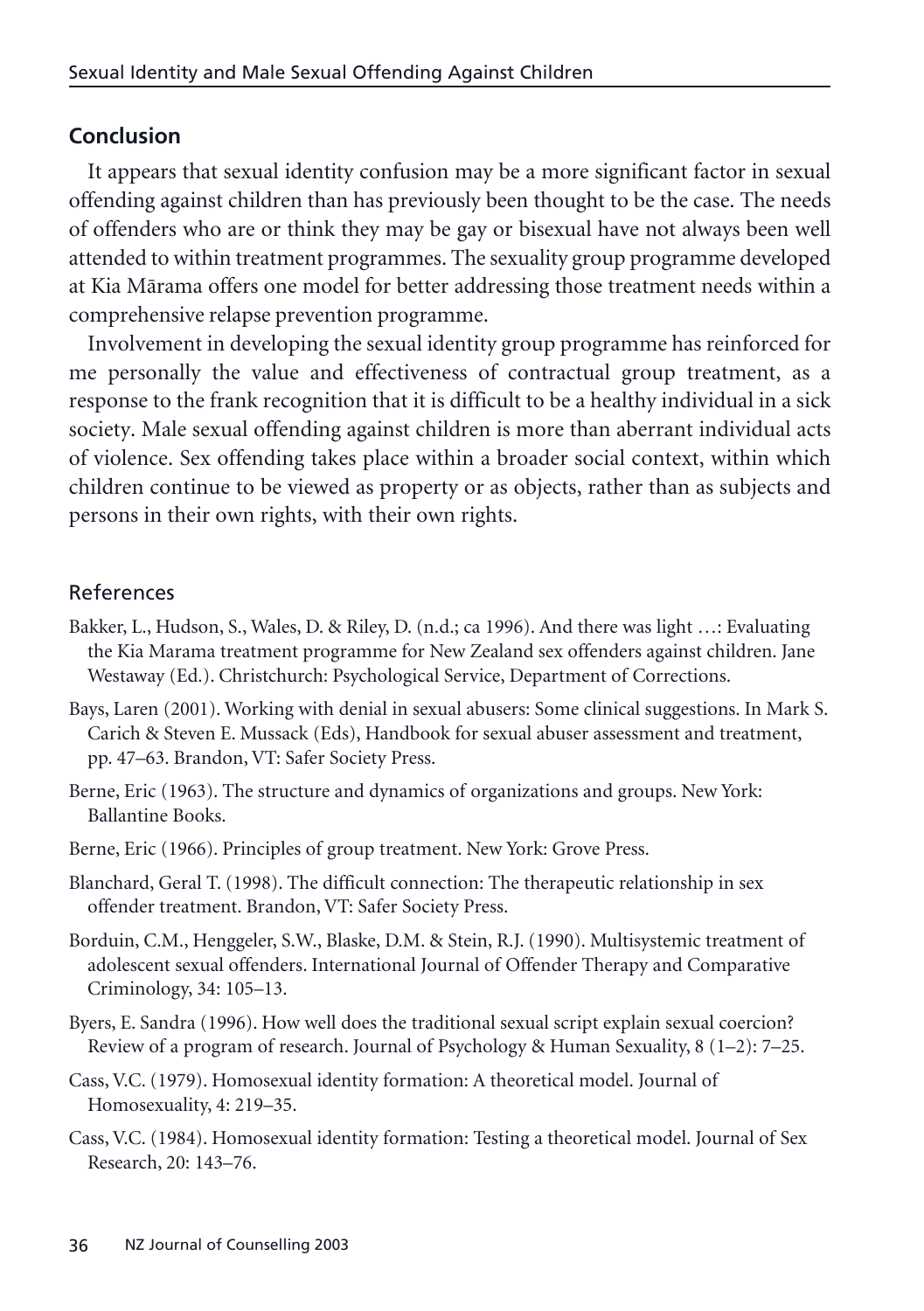## Conclusion

It appears that sexual identity confusion may be a more significant factor in sexual offending against children than has previously been thought to be the case. The needs of offenders who are or think they may be gay or bisexual have not always been well attended to within treatment programmes. The sexuality group programme developed at Kia Mārama offers one model for better addressing those treatment needs within a comprehensive relapse prevention programme.

Involvement in developing the sexual identity group programme has reinforced for me personally the value and effectiveness of contractual group treatment, as a response to the frank recognition that it is difficult to be a healthy individual in a sick society. Male sexual offending against children is more than aberrant individual acts of violence. Sex offending takes place within a broader social context, within which children continue to be viewed as property or as objects, rather than as subjects and persons in their own rights, with their own rights.

### References

Bakker, L., Hudson, S., Wales, D. & Riley, D. (n.d.; ca 1996). And there was light …: Evaluating the Kia Marama treatment programme for New Zealand sex offenders against children. Jane Westaway (Ed.). Christchurch: Psychological Service, Department of Corrections.

Bays, Laren (2001). Working with denial in sexual abusers: Some clinical suggestions. In Mark S. Carich & Steven E. Mussack (Eds), Handbook for sexual abuser assessment and treatment, pp. 47–63. Brandon, VT: Safer Society Press.

Berne, Eric (1963). The structure and dynamics of organizations and groups. New York: Ballantine Books.

Berne, Eric (1966). Principles of group treatment. New York: Grove Press.

Blanchard, Geral T. (1998). The difficult connection: The therapeutic relationship in sex offender treatment. Brandon, VT: Safer Society Press.

Borduin, C.M., Henggeler, S.W., Blaske, D.M. & Stein, R.J. (1990). Multisystemic treatment of adolescent sexual offenders. International Journal of Offender Therapy and Comparative Criminology, 34: 105–13.

Byers, E. Sandra (1996). How well does the traditional sexual script explain sexual coercion? Review of a program of research. Journal of Psychology & Human Sexuality, 8 (1–2): 7–25.

Cass, V.C. (1979). Homosexual identity formation: A theoretical model. Journal of Homosexuality, 4: 219–35.

Cass, V.C. (1984). Homosexual identity formation: Testing a theoretical model. Journal of Sex Research, 20: 143–76.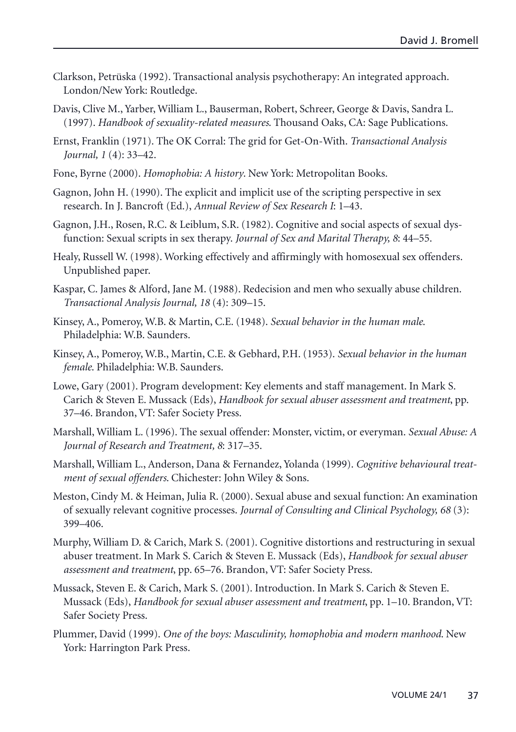Clarkson, Petrüska (1992). Transactional analysis psychotherapy: An integrated approach. London/New York: Routledge.

Davis, Clive M., Yarber, William L., Bauserman, Robert, Schreer, George & Davis, Sandra L. (1997). *Handbook of sexuality-related measures*. Thousand Oaks, CA: Sage Publications.

Ernst, Franklin (1971). The OK Corral: The grid for Get-On-With. *Transactional Analysis Journal, 1* (4): 33–42.

Fone, Byrne (2000). *Homophobia: A history*. New York: Metropolitan Books.

Gagnon, John H. (1990). The explicit and implicit use of the scripting perspective in sex research. In J. Bancroft (Ed.), *Annual Review of Sex Research I*: 1–43.

Gagnon, J.H., Rosen, R.C. & Leiblum, S.R. (1982). Cognitive and social aspects of sexual dysfunction: Sexual scripts in sex therapy. *Journal of Sex and Marital Therapy, 8*: 44–55.

Healy, Russell W. (1998). Working effectively and affirmingly with homosexual sex offenders. Unpublished paper.

Kaspar, C. James & Alford, Jane M. (1988). Redecision and men who sexually abuse children. *Transactional Analysis Journal, 18* (4): 309–15.

Kinsey, A., Pomeroy, W.B. & Martin, C.E. (1948). *Sexual behavior in the human male*. Philadelphia: W.B. Saunders.

Kinsey, A., Pomeroy, W.B., Martin, C.E. & Gebhard, P.H. (1953). *Sexual behavior in the human female*. Philadelphia: W.B. Saunders.

Lowe, Gary (2001). Program development: Key elements and staff management. In Mark S. Carich & Steven E. Mussack (Eds), *Handbook for sexual abuser assessment and treatment*, pp. 37–46. Brandon, VT: Safer Society Press.

Marshall, William L. (1996). The sexual offender: Monster, victim, or everyman. *Sexual Abuse: A Journal of Research and Treatment, 8*: 317–35.

Marshall, William L., Anderson, Dana & Fernandez, Yolanda (1999). *Cognitive behavioural treatment of sexual offenders*. Chichester: John Wiley & Sons.

Meston, Cindy M. & Heiman, Julia R. (2000). Sexual abuse and sexual function: An examination of sexually relevant cognitive processes. *Journal of Consulting and Clinical Psychology, 68* (3): 399–406.

Murphy, William D. & Carich, Mark S. (2001). Cognitive distortions and restructuring in sexual abuser treatment. In Mark S. Carich & Steven E. Mussack (Eds), *Handbook for sexual abuser assessment and treatment*, pp. 65–76. Brandon, VT: Safer Society Press.

Mussack, Steven E. & Carich, Mark S. (2001). Introduction. In Mark S. Carich & Steven E. Mussack (Eds), *Handbook for sexual abuser assessment and treatment*, pp. 1–10. Brandon, VT: Safer Society Press.

Plummer, David (1999). *One of the boys: Masculinity, homophobia and modern manhood*. New York: Harrington Park Press.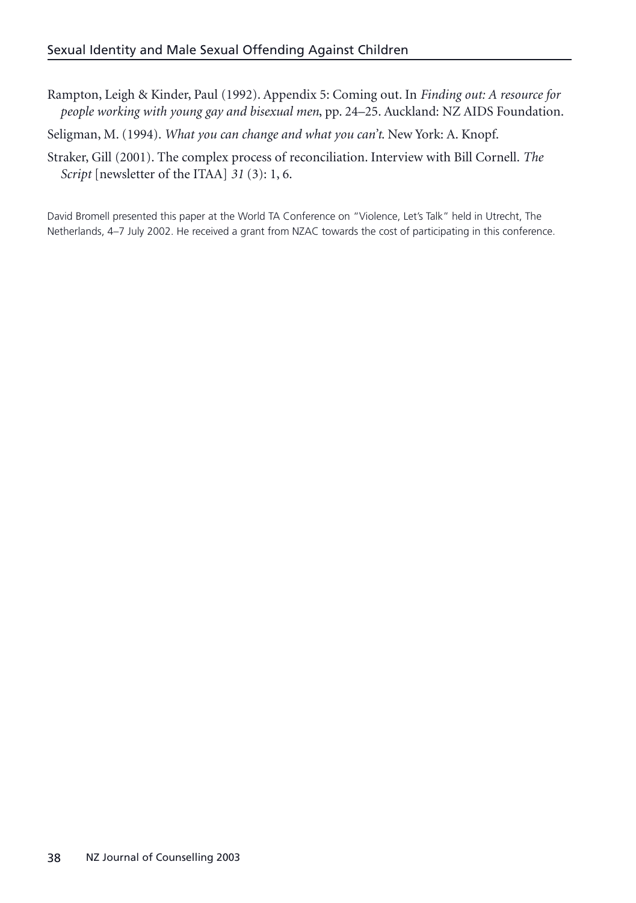Rampton, Leigh & Kinder, Paul (1992). Appendix 5: Coming out. In *Finding out: A resource for people working with young gay and bisexual men*, pp. 24–25. Auckland: NZ AIDS Foundation.

Seligman, M. (1994). *What you can change and what you can't*. New York: A. Knopf.

Straker, Gill (2001). The complex process of reconciliation. Interview with Bill Cornell. *The Script* [newsletter of the ITAA] *31* (3): 1, 6.

David Bromell presented this paper at the World TA Conference on "Violence, Let's Talk" held in Utrecht, The Netherlands, 4–7 July 2002. He received a grant from NZAC towards the cost of participating in this conference.